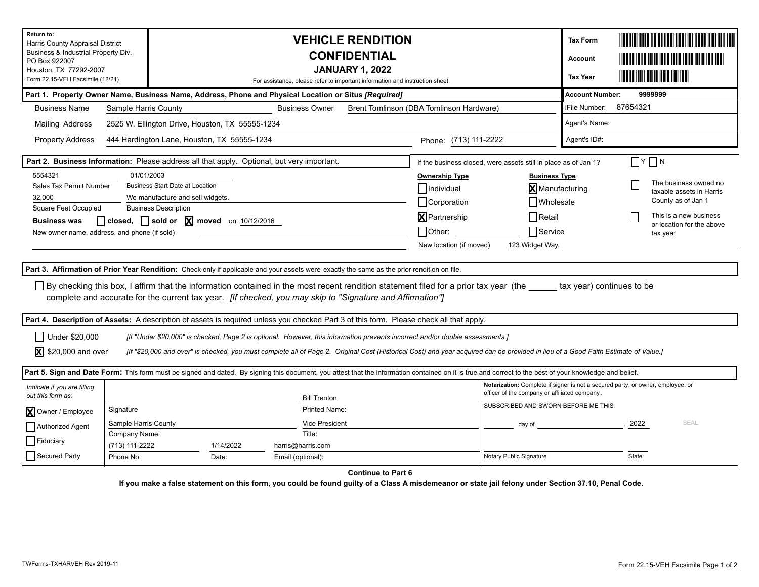**Return to:**
Harris County Appraisal District
Business & Industrial Property Div.
PO Box 922007
Houston, TX 77292-2007
Form 22.15-VEH Facsimile (12/21)

# VEHICLE RENDITION
## CONFIDENTIAL
### JANUARY 1, 2022

For assistance, please refer to important information and instruction sheet.

**Tax Form**
**Account**
**Tax Year**

**Part 1. Property Owner Name, Business Name, Address, Phone and Physical Location or Situs *[Required]***

| | | | |
|---|---|---|---|
| Business Name | Sample Harris County | Business Owner | Brent Tomlinson (DBA Tomlinson Hardware) |
| Mailing Address | 2525 W. Ellington Drive, Houston, TX 55555-1234 | | |
| Property Address | 444 Hardington Lane, Houston, TX 55555-1234 | Phone: | (713) 111-2222 |

| | |
|---|---|
| **Account Number:** | 9999999 |
| iFile Number: | 87654321 |
| Agent's Name: | |
| Agent's ID#: | |

**Part 2. Business Information:** Please address all that apply. Optional, but very important.

If the business closed, were assets still in place as of Jan 1? ☐ Y ☐ N

| | |
|---|---|
| 5554321 | 01/01/2003 |
| Sales Tax Permit Number | Business Start Date at Location |
| 32,000 | We manufacture and sell widgets. |
| Square Feet Occupied | Business Description |

**Business was** ☐ **closed,** ☐ **sold or** ☒ **moved** on 10/12/2016

New owner name, address, and phone (if sold)

**Ownership Type**
- ☐ Individual
- ☐ Corporation
- ☒ Partnership
- ☐ Other:

**Business Type**
- ☒ Manufacturing
- ☐ Wholesale
- ☐ Retail
- ☐ Service

New location (if moved) 123 Widget Way.

☐ The business owned no taxable assets in Harris County as of Jan 1

☐ This is a new business or location for the above tax year

**Part 3. Affirmation of Prior Year Rendition:** Check only if applicable and your assets were exactly the same as the prior rendition on file.

☐ By checking this box, I affirm that the information contained in the most recent rendition statement filed for a prior tax year (the ______ tax year) continues to be complete and accurate for the current tax year. *[If checked, you may skip to "Signature and Affirmation"]*

**Part 4. Description of Assets:** A description of assets is required unless you checked Part 3 of this form. Please check all that apply.

☐ Under $20,000 *[If "Under $20,000" is checked, Page 2 is optional. However, this information prevents incorrect and/or double assessments.]*

☒ $20,000 and over *[If "$20,000 and over" is checked, you must complete all of Page 2. Original Cost (Historical Cost) and year acquired can be provided in lieu of a Good Faith Estimate of Value.]*

**Part 5. Sign and Date Form:** This form must be signed and dated. By signing this document, you attest that the information contained on it is true and correct to the best of your knowledge and belief.

*Indicate if you are filling out this form as:*
- ☒ Owner / Employee
- ☐ Authorized Agent
- ☐ Fiduciary
- ☐ Secured Party

| | | |
|---|---|---|
| Signature: | | Printed Name: Bill Trenton |
| Company Name: Sample Harris County | | Title: Vice President |
| Phone No.: (713) 111-2222 | Date: 1/14/2022 | Email (optional): harris@harris.com |

**Notarization:** Complete if signer is not a secured party, or owner, employee, or officer of the company or affiliated company.

SUBSCRIBED AND SWORN BEFORE ME THIS:

______ day of ____________________, 2022 SEAL

Notary Public Signature ____________________ State ______

**Continue to Part 6**

**If you make a false statement on this form, you could be found guilty of a Class A misdemeanor or state jail felony under Section 37.10, Penal Code.**

TWForms-TXHARVEH Rev 2019-11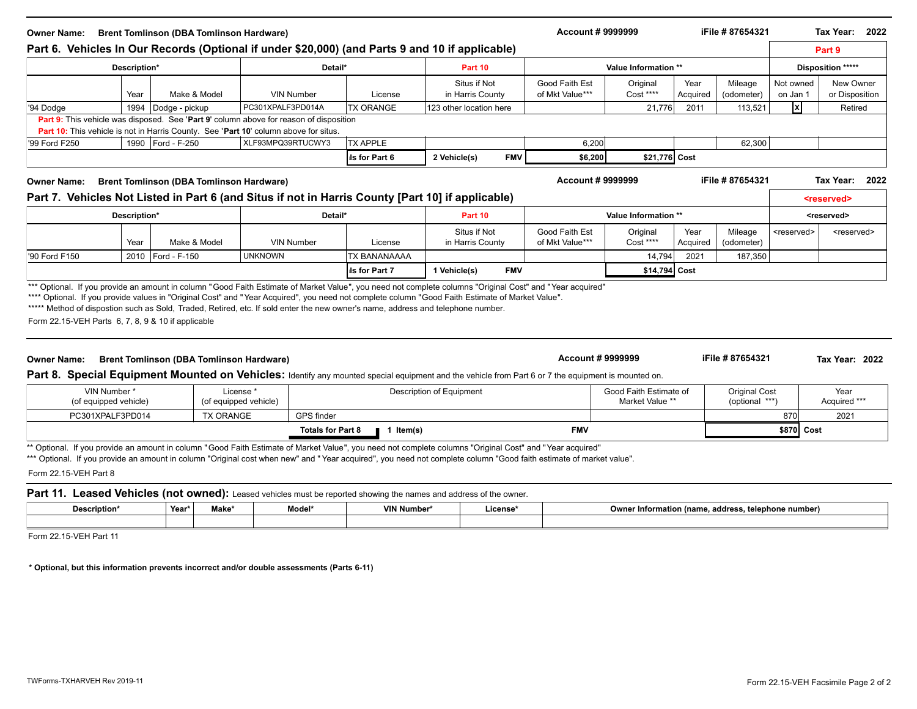**Owner Name:** **Brent Tomlinson (DBA Tomlinson Hardware)** **Account # 9999999** **iFile # 87654321** **Tax Year: 2022**

## Part 6. Vehicles In Our Records (Optional if under $20,000) (and Parts 9 and 10 if applicable)

| Description* | | | Detail* | | Part 10 | Value Information ** | | | | Part 9 Disposition ***** | |
|---|---|---|---|---|---|---|---|---|---|---|---|
| | Year | Make & Model | VIN Number | License | Situs if Not in Harris County | Good Faith Est of Mkt Value*** | Original Cost **** | Year Acquired | Mileage (odometer) | Not owned on Jan 1 | New Owner or Disposition |
| '94 Dodge | 1994 | Dodge - pickup | PC301XPALF3PD014A | TX ORANGE | 123 other location here | | 21,776 | 2011 | 113,521 | X | Retired |
| **Part 9:** This vehicle was disposed. See '**Part 9**' column above for reason of disposition | | | | | | | | | | | |
| **Part 10:** This vehicle is not in Harris County. See '**Part 10**' column above for situs. | | | | | | | | | | | |
| '99 Ford F250 | 1990 | Ford - F-250 | XLF93MPQ39RTUCWY3 | TX APPLE | | 6,200 | | | 62,300 | | |
| | | | | **Totals for Part 6** | **2 Vehicle(s) FMV** | **$6,200** | **$21,776 Cost** | | | | |

**Owner Name:** **Brent Tomlinson (DBA Tomlinson Hardware)** **Account # 9999999** **iFile # 87654321** **Tax Year: 2022**

## Part 7. Vehicles Not Listed in Part 6 (and Situs if not in Harris County [Part 10] if applicable)

| Description* | | | Detail* | | Part 10 | Value Information ** | | | | <reserved> | |
|---|---|---|---|---|---|---|---|---|---|---|---|
| | Year | Make & Model | VIN Number | License | Situs if Not in Harris County | Good Faith Est of Mkt Value*** | Original Cost **** | Year Acquired | Mileage (odometer) | <reserved> | <reserved> |
| '90 Ford F150 | 2010 | Ford - F-150 | UNKNOWN | TX BANANAAAA | | | 14,794 | 2021 | 187,350 | | |
| | | | | **Totals for Part 7** | **1 Vehicle(s) FMV** | | **$14,794 Cost** | | | | |

*** Optional. If you provide an amount in column "Good Faith Estimate of Market Value", you need not complete columns "Original Cost" and "Year acquired"

**** Optional. If you provide values in "Original Cost" and "Year Acquired", you need not complete column "Good Faith Estimate of Market Value".

***** Method of dispostion such as Sold, Traded, Retired, etc. If sold enter the new owner's name, address and telephone number.

Form 22.15-VEH Parts 6, 7, 8, 9 & 10 if applicable

**Owner Name:** **Brent Tomlinson (DBA Tomlinson Hardware)** **Account # 9999999** **iFile # 87654321** **Tax Year: 2022**

## Part 8. Special Equipment Mounted on Vehicles: Identify any mounted special equipment and the vehicle from Part 6 or 7 the equipment is mounted on.

| VIN Number * (of equipped vehicle) | License * (of equipped vehicle) | Description of Equipment | Good Faith Estimate of Market Value ** | Original Cost (optional ***) | Year Acquired *** |
|---|---|---|---|---|---|
| PC301XPALF3PD014 | TX ORANGE | GPS finder | | 870 | 2021 |
| | | **Totals for Part 8** **1 Item(s)** **FMV** | | **$870 Cost** | |

** Optional. If you provide an amount in column "Good Faith Estimate of Market Value", you need not complete columns "Original Cost" and "Year acquired"

*** Optional. If you provide an amount in column "Original cost when new" and "Year acquired", you need not complete column "Good faith estimate of market value".

Form 22.15-VEH Part 8

## Part 11. Leased Vehicles (not owned): Leased vehicles must be reported showing the names and address of the owner.

| Description* | Year* | Make* | Model* | VIN Number* | License* | Owner Information (name, address, telephone number) |
|---|---|---|---|---|---|---|
| | | | | | | |

Form 22.15-VEH Part 11

**\* Optional, but this information prevents incorrect and/or double assessments (Parts 6-11)**

TWForms-TXHARVEH Rev 2019-11

Form 22.15-VEH Facsimile